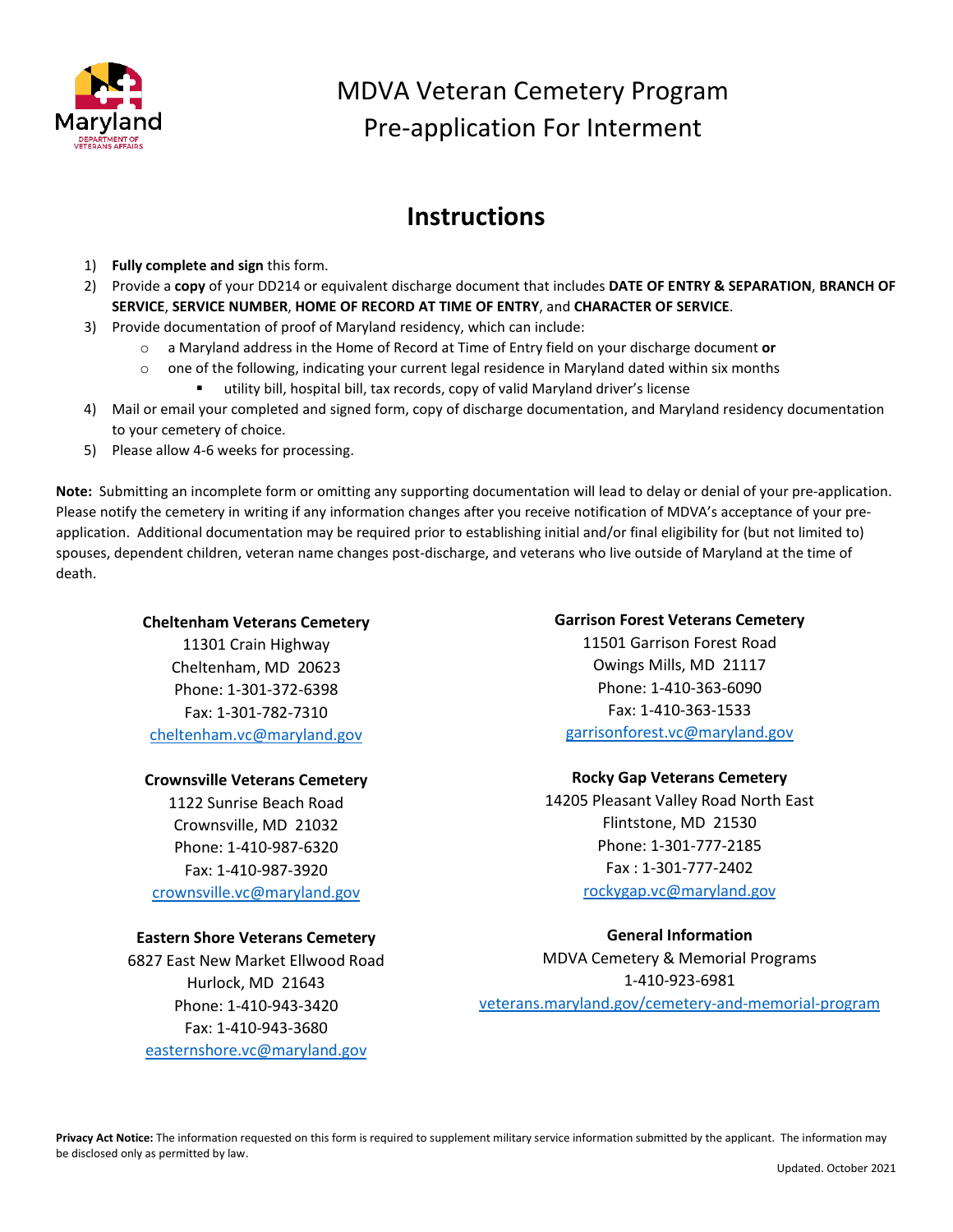# MDVA Veteran Cemetery Program
# Pre-application For Interment

## Instructions

1) **Fully complete and sign** this form.
2) Provide a **copy** of your DD214 or equivalent discharge document that includes **DATE OF ENTRY & SEPARATION**, **BRANCH OF SERVICE**, **SERVICE NUMBER**, **HOME OF RECORD AT TIME OF ENTRY**, and **CHARACTER OF SERVICE**.
3) Provide documentation of proof of Maryland residency, which can include:
   - a Maryland address in the Home of Record at Time of Entry field on your discharge document **or**
   - one of the following, indicating your current legal residence in Maryland dated within six months
     - utility bill, hospital bill, tax records, copy of valid Maryland driver's license
4) Mail or email your completed and signed form, copy of discharge documentation, and Maryland residency documentation to your cemetery of choice.
5) Please allow 4-6 weeks for processing.

**Note:** Submitting an incomplete form or omitting any supporting documentation will lead to delay or denial of your pre-application. Please notify the cemetery in writing if any information changes after you receive notification of MDVA's acceptance of your pre-application. Additional documentation may be required prior to establishing initial and/or final eligibility for (but not limited to) spouses, dependent children, veteran name changes post-discharge, and veterans who live outside of Maryland at the time of death.

**Cheltenham Veterans Cemetery**
11301 Crain Highway
Cheltenham, MD 20623
Phone: 1-301-372-6398
Fax: 1-301-782-7310
cheltenham.vc@maryland.gov

**Crownsville Veterans Cemetery**
1122 Sunrise Beach Road
Crownsville, MD 21032
Phone: 1-410-987-6320
Fax: 1-410-987-3920
crownsville.vc@maryland.gov

**Eastern Shore Veterans Cemetery**
6827 East New Market Ellwood Road
Hurlock, MD 21643
Phone: 1-410-943-3420
Fax: 1-410-943-3680
easternshore.vc@maryland.gov

**Garrison Forest Veterans Cemetery**
11501 Garrison Forest Road
Owings Mills, MD 21117
Phone: 1-410-363-6090
Fax: 1-410-363-1533
garrisonforest.vc@maryland.gov

**Rocky Gap Veterans Cemetery**
14205 Pleasant Valley Road North East
Flintstone, MD 21530
Phone: 1-301-777-2185
Fax : 1-301-777-2402
rockygap.vc@maryland.gov

**General Information**
MDVA Cemetery & Memorial Programs
1-410-923-6981
veterans.maryland.gov/cemetery-and-memorial-program

**Privacy Act Notice:** The information requested on this form is required to supplement military service information submitted by the applicant. The information may be disclosed only as permitted by law.

Updated. October 2021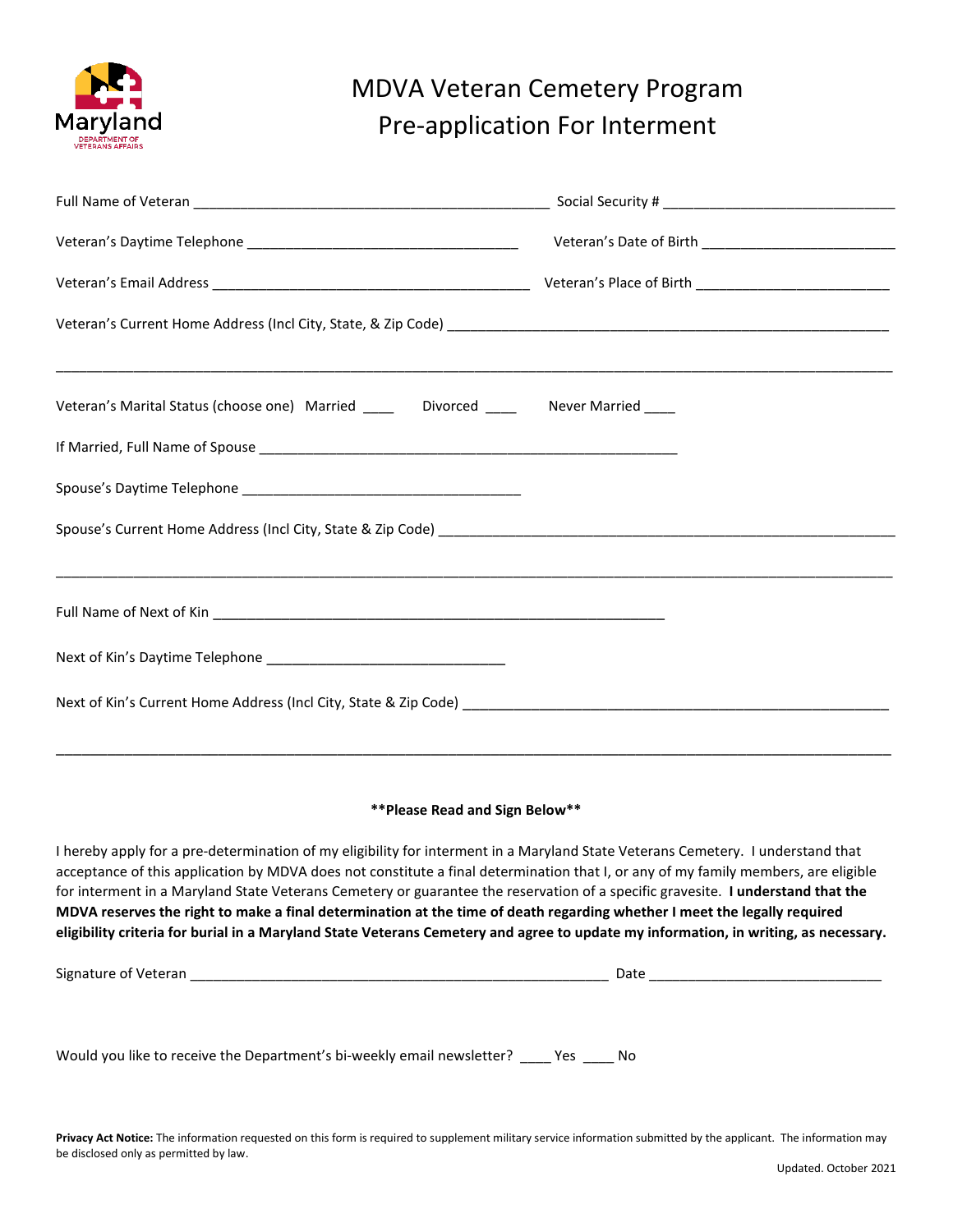# MDVA Veteran Cemetery Program
# Pre-application For Interment

Full Name of Veteran _______________________________________________ Social Security # ______________________________

Veteran's Daytime Telephone ___________________________________ Veteran's Date of Birth _________________________

Veteran's Email Address _________________________________________ Veteran's Place of Birth _________________________

Veteran's Current Home Address (Incl City, State, & Zip Code) _________________________________________________________

______________________________________________________________________________________________________________

Veteran's Marital Status (choose one) Married ____ Divorced ____ Never Married ____

If Married, Full Name of Spouse _______________________________________________________

Spouse's Daytime Telephone ____________________________________

Spouse's Current Home Address (Incl City, State & Zip Code) ___________________________________________________________

______________________________________________________________________________________________________________

Full Name of Next of Kin ____________________________________________________________

Next of Kin's Daytime Telephone _______________________________

Next of Kin's Current Home Address (Incl City, State & Zip Code) ______________________________________________________

______________________________________________________________________________________________________________

**\*\*Please Read and Sign Below\*\***

I hereby apply for a pre-determination of my eligibility for interment in a Maryland State Veterans Cemetery. I understand that acceptance of this application by MDVA does not constitute a final determination that I, or any of my family members, are eligible for interment in a Maryland State Veterans Cemetery or guarantee the reservation of a specific gravesite. **I understand that the MDVA reserves the right to make a final determination at the time of death regarding whether I meet the legally required eligibility criteria for burial in a Maryland State Veterans Cemetery and agree to update my information, in writing, as necessary.**

Signature of Veteran ______________________________________________________ Date ______________________________

Would you like to receive the Department's bi-weekly email newsletter? ____ Yes ____ No

**Privacy Act Notice:** The information requested on this form is required to supplement military service information submitted by the applicant. The information may be disclosed only as permitted by law.

Updated. October 2021